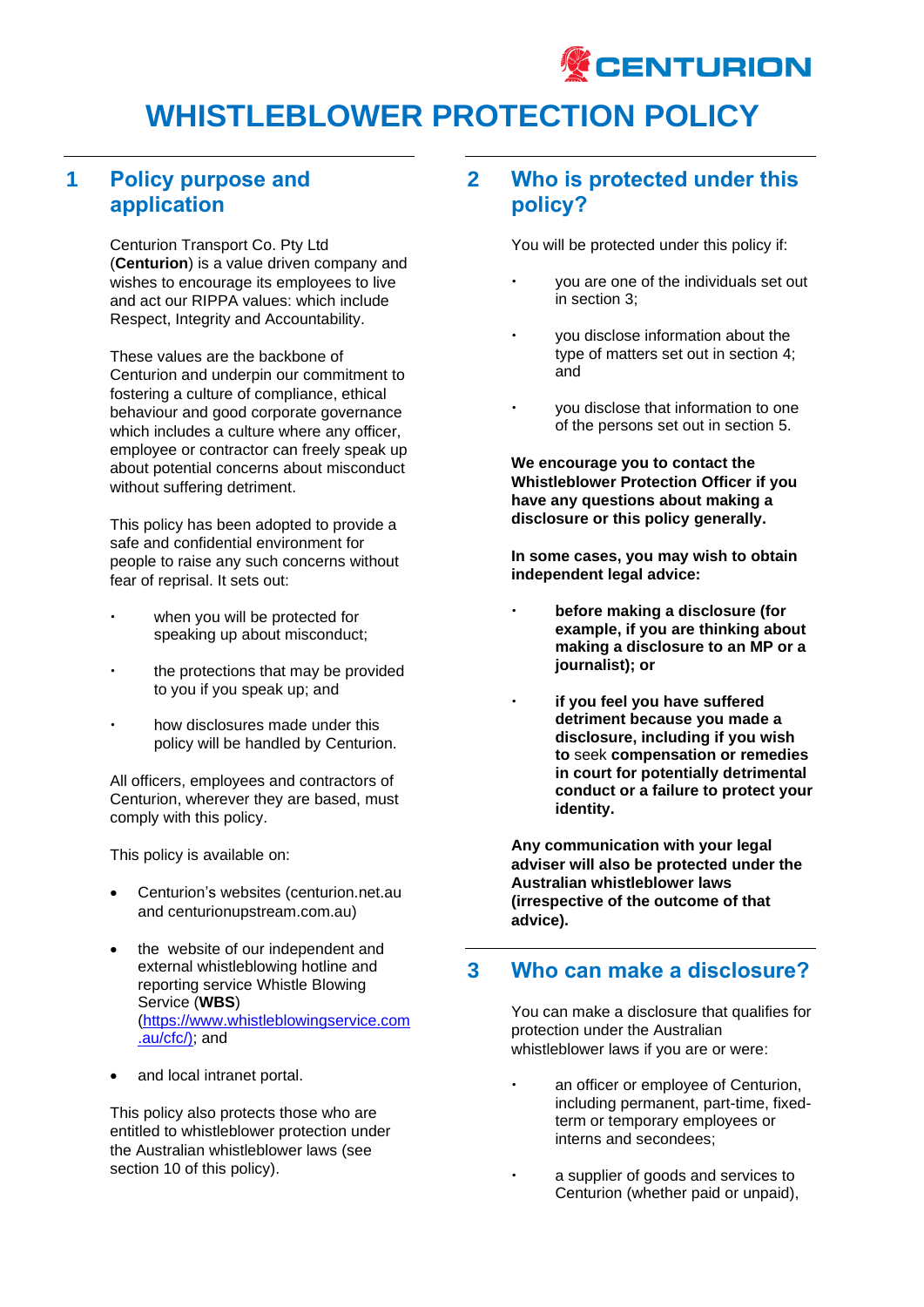# WHISTLEBLOWER PROTECTION POLICY

## 1 Policy purpose and application

Centurion Transport Co. Pty Ltd (**Centurion**) is a value driven company and wishes to encourage its employees to live and act our RIPPA values: which include Respect, Integrity and Accountability.

These values are the backbone of Centurion and underpin our commitment to fostering a culture of compliance, ethical behaviour and good corporate governance which includes a culture where any officer, employee or contractor can freely speak up about potential concerns about misconduct without suffering detriment.

This policy has been adopted to provide a safe and confidential environment for people to raise any such concerns without fear of reprisal. It sets out:

- when you will be protected for speaking up about misconduct;
- the protections that may be provided to you if you speak up; and
- how disclosures made under this policy will be handled by Centurion.

All officers, employees and contractors of Centurion, wherever they are based, must comply with this policy.

This policy is available on:

- Centurion's websites (centurion.net.au and centurionupstream.com.au)
- the website of our independent and external whistleblowing hotline and reporting service Whistle Blowing Service (**WBS**) (https://www.whistleblowingservice.com.au/cfc/); and
- and local intranet portal.

This policy also protects those who are entitled to whistleblower protection under the Australian whistleblower laws (see section 10 of this policy).

## 2 Who is protected under this policy?

You will be protected under this policy if:

- you are one of the individuals set out in section 3;
- you disclose information about the type of matters set out in section 4; and
- you disclose that information to one of the persons set out in section 5.

**We encourage you to contact the Whistleblower Protection Officer if you have any questions about making a disclosure or this policy generally.**

**In some cases, you may wish to obtain independent legal advice:**

- **before making a disclosure (for example, if you are thinking about making a disclosure to an MP or a journalist); or**
- **if you feel you have suffered detriment because you made a disclosure, including if you wish to** seek **compensation or remedies in court for potentially detrimental conduct or a failure to protect your identity.**

**Any communication with your legal adviser will also be protected under the Australian whistleblower laws (irrespective of the outcome of that advice).**

## 3 Who can make a disclosure?

You can make a disclosure that qualifies for protection under the Australian whistleblower laws if you are or were:

- an officer or employee of Centurion, including permanent, part-time, fixed-term or temporary employees or interns and secondees;
- a supplier of goods and services to Centurion (whether paid or unpaid),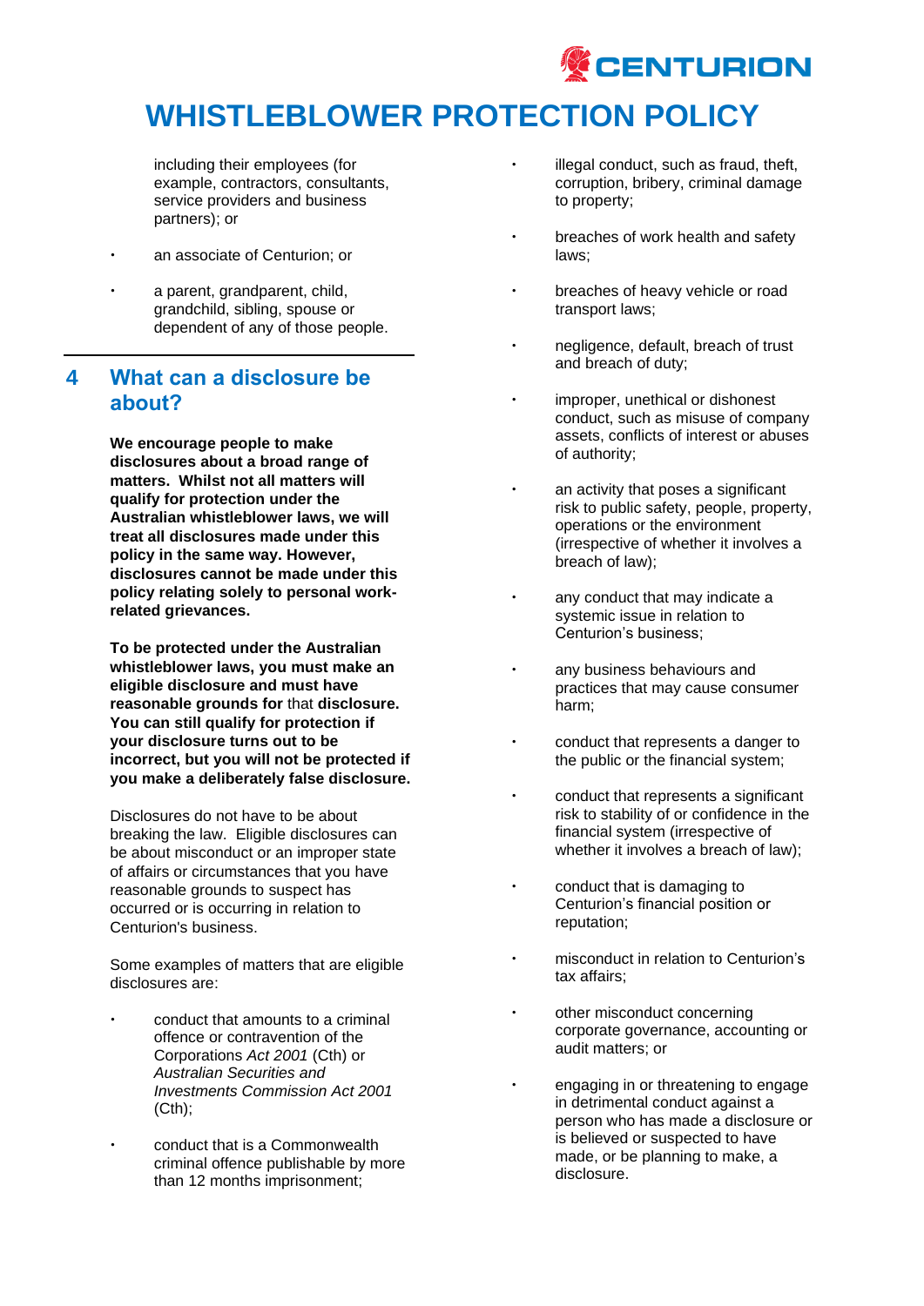including their employees (for example, contractors, consultants, service providers and business partners); or

- an associate of Centurion; or
- a parent, grandparent, child, grandchild, sibling, spouse or dependent of any of those people.

## 4 What can a disclosure be about?

**We encourage people to make disclosures about a broad range of matters. Whilst not all matters will qualify for protection under the Australian whistleblower laws, we will treat all disclosures made under this policy in the same way. However, disclosures cannot be made under this policy relating solely to personal work-related grievances.**

**To be protected under the Australian whistleblower laws, you must make an eligible disclosure and must have reasonable grounds for** that **disclosure. You can still qualify for protection if your disclosure turns out to be incorrect, but you will not be protected if you make a deliberately false disclosure.**

Disclosures do not have to be about breaking the law. Eligible disclosures can be about misconduct or an improper state of affairs or circumstances that you have reasonable grounds to suspect has occurred or is occurring in relation to Centurion's business.

Some examples of matters that are eligible disclosures are:

- conduct that amounts to a criminal offence or contravention of the Corporations *Act 2001* (Cth) or *Australian Securities and Investments Commission Act 2001* (Cth);
- conduct that is a Commonwealth criminal offence publishable by more than 12 months imprisonment;
- illegal conduct, such as fraud, theft, corruption, bribery, criminal damage to property;
- breaches of work health and safety laws;
- breaches of heavy vehicle or road transport laws;
- negligence, default, breach of trust and breach of duty;
- improper, unethical or dishonest conduct, such as misuse of company assets, conflicts of interest or abuses of authority;
- an activity that poses a significant risk to public safety, people, property, operations or the environment (irrespective of whether it involves a breach of law);
- any conduct that may indicate a systemic issue in relation to Centurion's business;
- any business behaviours and practices that may cause consumer harm;
- conduct that represents a danger to the public or the financial system;
- conduct that represents a significant risk to stability of or confidence in the financial system (irrespective of whether it involves a breach of law);
- conduct that is damaging to Centurion's financial position or reputation;
- misconduct in relation to Centurion's tax affairs;
- other misconduct concerning corporate governance, accounting or audit matters; or
- engaging in or threatening to engage in detrimental conduct against a person who has made a disclosure or is believed or suspected to have made, or be planning to make, a disclosure.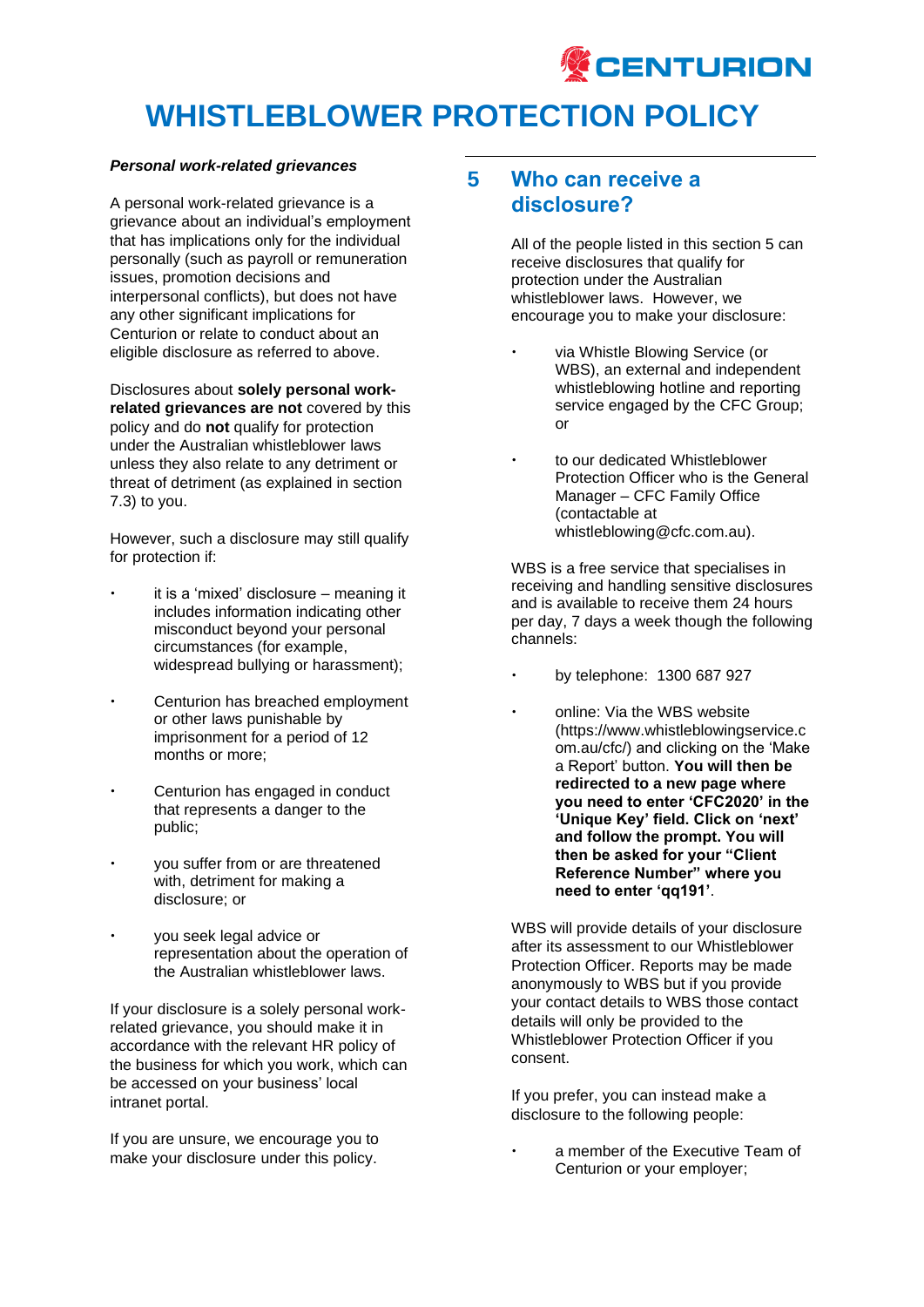### *Personal work-related grievances*

A personal work-related grievance is a grievance about an individual's employment that has implications only for the individual personally (such as payroll or remuneration issues, promotion decisions and interpersonal conflicts), but does not have any other significant implications for Centurion or relate to conduct about an eligible disclosure as referred to above.

Disclosures about **solely personal work-related grievances are not** covered by this policy and do **not** qualify for protection under the Australian whistleblower laws unless they also relate to any detriment or threat of detriment (as explained in section 7.3) to you.

However, such a disclosure may still qualify for protection if:

- it is a 'mixed' disclosure – meaning it includes information indicating other misconduct beyond your personal circumstances (for example, widespread bullying or harassment);
- Centurion has breached employment or other laws punishable by imprisonment for a period of 12 months or more;
- Centurion has engaged in conduct that represents a danger to the public;
- you suffer from or are threatened with, detriment for making a disclosure; or
- you seek legal advice or representation about the operation of the Australian whistleblower laws.

If your disclosure is a solely personal work-related grievance, you should make it in accordance with the relevant HR policy of the business for which you work, which can be accessed on your business' local intranet portal.

If you are unsure, we encourage you to make your disclosure under this policy.

## 5 Who can receive a disclosure?

All of the people listed in this section 5 can receive disclosures that qualify for protection under the Australian whistleblower laws. However, we encourage you to make your disclosure:

- via Whistle Blowing Service (or WBS), an external and independent whistleblowing hotline and reporting service engaged by the CFC Group; or
- to our dedicated Whistleblower Protection Officer who is the General Manager – CFC Family Office (contactable at whistleblowing@cfc.com.au).

WBS is a free service that specialises in receiving and handling sensitive disclosures and is available to receive them 24 hours per day, 7 days a week though the following channels:

- by telephone: 1300 687 927
- online: Via the WBS website (https://www.whistleblowingservice.com.au/cfc/) and clicking on the 'Make a Report' button. **You will then be redirected to a new page where you need to enter 'CFC2020' in the 'Unique Key' field. Click on 'next' and follow the prompt. You will then be asked for your "Client Reference Number" where you need to enter 'qq191'**.

WBS will provide details of your disclosure after its assessment to our Whistleblower Protection Officer. Reports may be made anonymously to WBS but if you provide your contact details to WBS those contact details will only be provided to the Whistleblower Protection Officer if you consent.

If you prefer, you can instead make a disclosure to the following people:

- a member of the Executive Team of Centurion or your employer;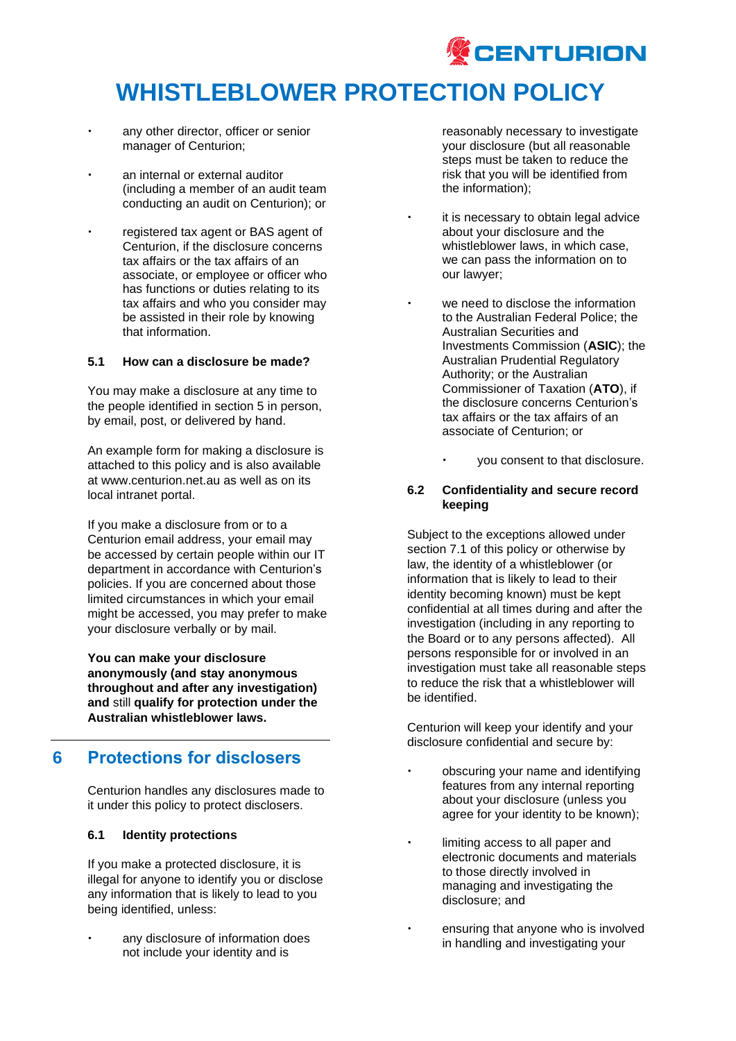- any other director, officer or senior manager of Centurion;
- an internal or external auditor (including a member of an audit team conducting an audit on Centurion); or
- registered tax agent or BAS agent of Centurion, if the disclosure concerns tax affairs or the tax affairs of an associate, or employee or officer who has functions or duties relating to its tax affairs and who you consider may be assisted in their role by knowing that information.

### 5.1 How can a disclosure be made?

You may make a disclosure at any time to the people identified in section 5 in person, by email, post, or delivered by hand.

An example form for making a disclosure is attached to this policy and is also available at www.centurion.net.au as well as on its local intranet portal.

If you make a disclosure from or to a Centurion email address, your email may be accessed by certain people within our IT department in accordance with Centurion's policies. If you are concerned about those limited circumstances in which your email might be accessed, you may prefer to make your disclosure verbally or by mail.

**You can make your disclosure anonymously (and stay anonymous throughout and after any investigation) and** still **qualify for protection under the Australian whistleblower laws.**

## 6 Protections for disclosers

Centurion handles any disclosures made to it under this policy to protect disclosers.

### 6.1 Identity protections

If you make a protected disclosure, it is illegal for anyone to identify you or disclose any information that is likely to lead to you being identified, unless:

- any disclosure of information does not include your identity and is reasonably necessary to investigate your disclosure (but all reasonable steps must be taken to reduce the risk that you will be identified from the information);
- it is necessary to obtain legal advice about your disclosure and the whistleblower laws, in which case, we can pass the information on to our lawyer;
- we need to disclose the information to the Australian Federal Police; the Australian Securities and Investments Commission (**ASIC**); the Australian Prudential Regulatory Authority; or the Australian Commissioner of Taxation (**ATO**), if the disclosure concerns Centurion's tax affairs or the tax affairs of an associate of Centurion; or
  - you consent to that disclosure.

### 6.2 Confidentiality and secure record keeping

Subject to the exceptions allowed under section 7.1 of this policy or otherwise by law, the identity of a whistleblower (or information that is likely to lead to their identity becoming known) must be kept confidential at all times during and after the investigation (including in any reporting to the Board or to any persons affected). All persons responsible for or involved in an investigation must take all reasonable steps to reduce the risk that a whistleblower will be identified.

Centurion will keep your identify and your disclosure confidential and secure by:

- obscuring your name and identifying features from any internal reporting about your disclosure (unless you agree for your identity to be known);
- limiting access to all paper and electronic documents and materials to those directly involved in managing and investigating the disclosure; and
- ensuring that anyone who is involved in handling and investigating your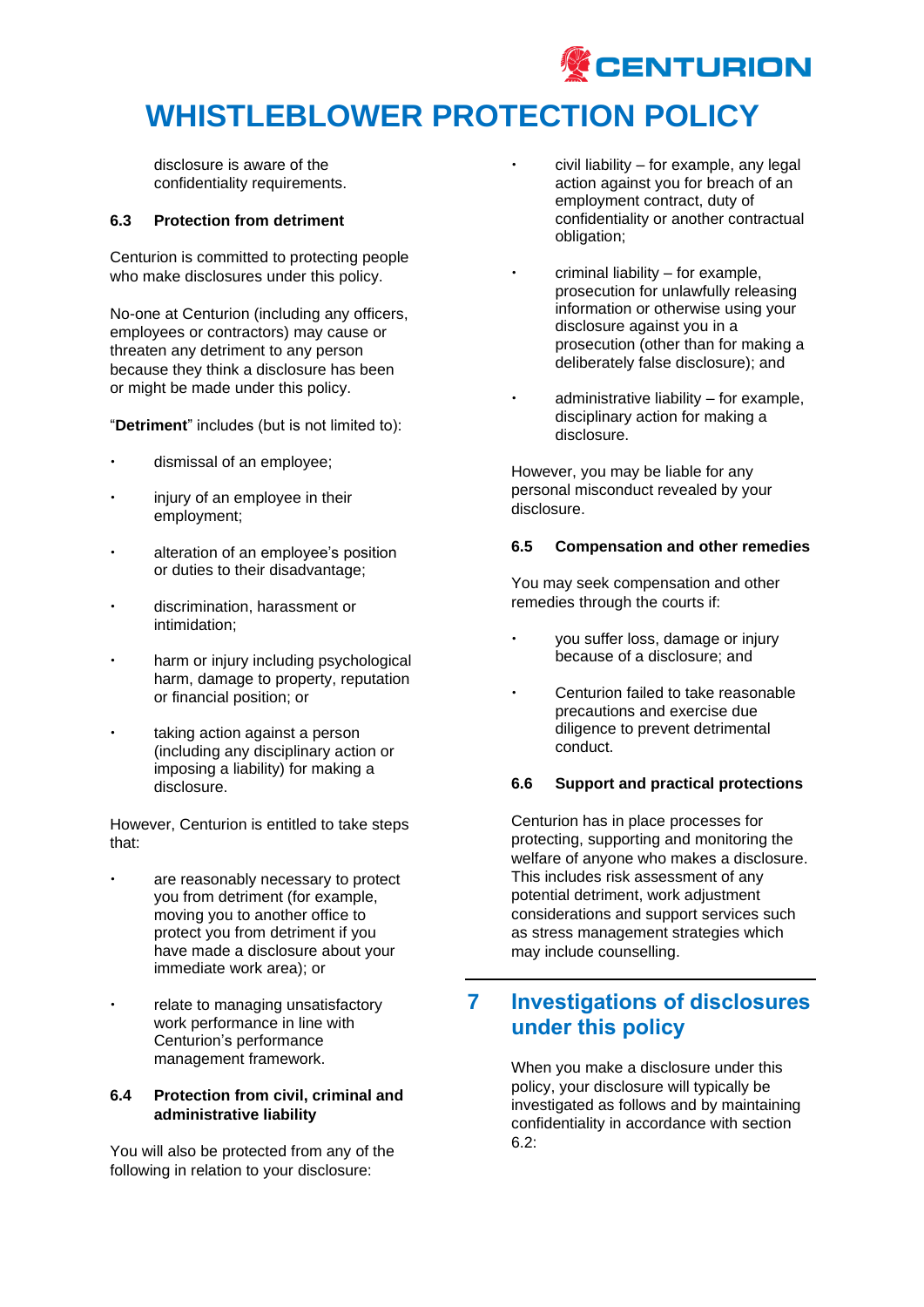disclosure is aware of the confidentiality requirements.

### 6.3 Protection from detriment

Centurion is committed to protecting people who make disclosures under this policy.

No-one at Centurion (including any officers, employees or contractors) may cause or threaten any detriment to any person because they think a disclosure has been or might be made under this policy.

"**Detriment**" includes (but is not limited to):

- dismissal of an employee;
- injury of an employee in their employment;
- alteration of an employee's position or duties to their disadvantage;
- discrimination, harassment or intimidation;
- harm or injury including psychological harm, damage to property, reputation or financial position; or
- taking action against a person (including any disciplinary action or imposing a liability) for making a disclosure.

However, Centurion is entitled to take steps that:

- are reasonably necessary to protect you from detriment (for example, moving you to another office to protect you from detriment if you have made a disclosure about your immediate work area); or
- relate to managing unsatisfactory work performance in line with Centurion's performance management framework.

### 6.4 Protection from civil, criminal and administrative liability

You will also be protected from any of the following in relation to your disclosure:

- civil liability – for example, any legal action against you for breach of an employment contract, duty of confidentiality or another contractual obligation;
- criminal liability – for example, prosecution for unlawfully releasing information or otherwise using your disclosure against you in a prosecution (other than for making a deliberately false disclosure); and
- administrative liability – for example, disciplinary action for making a disclosure.

However, you may be liable for any personal misconduct revealed by your disclosure.

### 6.5 Compensation and other remedies

You may seek compensation and other remedies through the courts if:

- you suffer loss, damage or injury because of a disclosure; and
- Centurion failed to take reasonable precautions and exercise due diligence to prevent detrimental conduct.

### 6.6 Support and practical protections

Centurion has in place processes for protecting, supporting and monitoring the welfare of anyone who makes a disclosure. This includes risk assessment of any potential detriment, work adjustment considerations and support services such as stress management strategies which may include counselling.

## 7 Investigations of disclosures under this policy

When you make a disclosure under this policy, your disclosure will typically be investigated as follows and by maintaining confidentiality in accordance with section 6.2: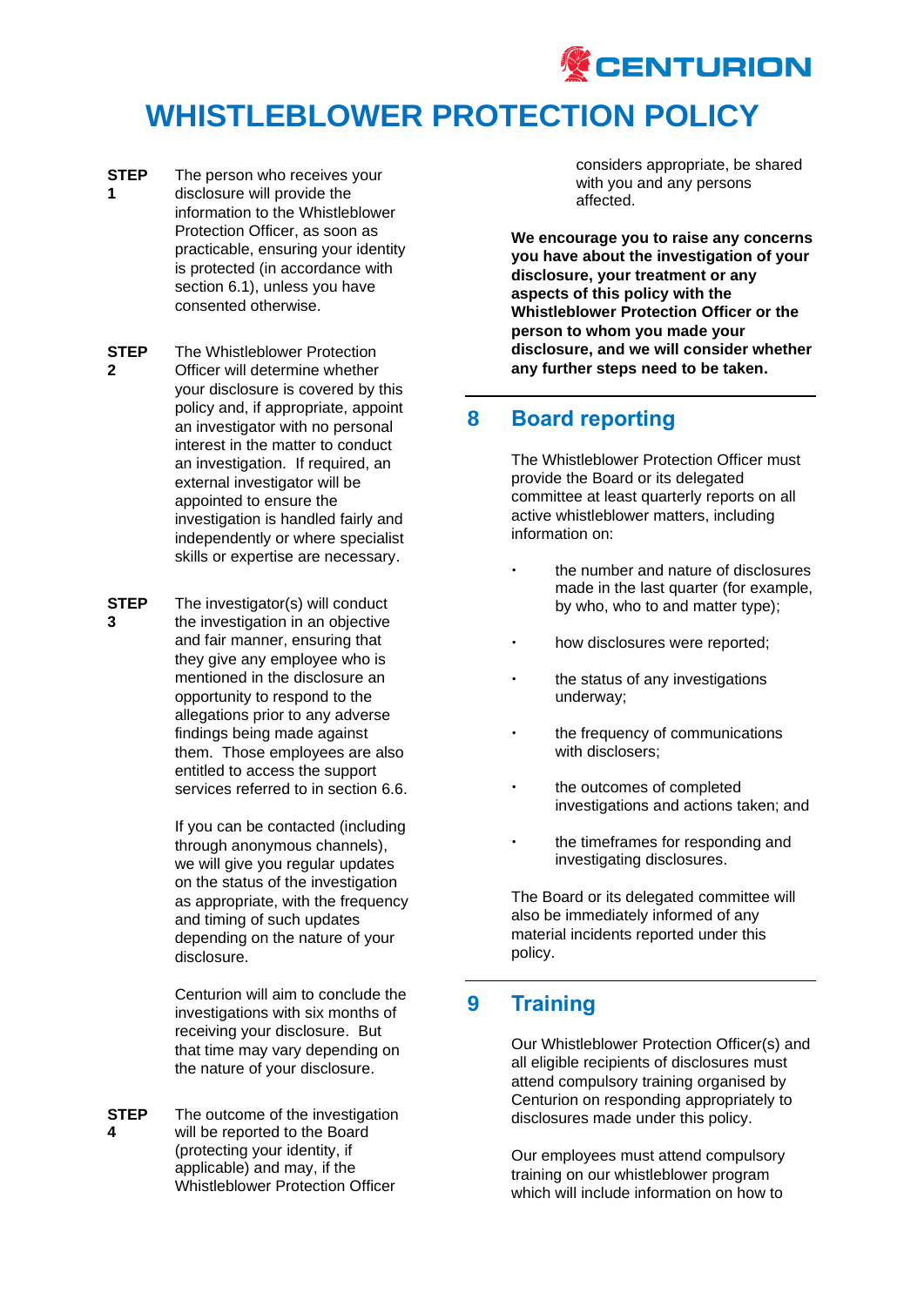# WHISTLEBLOWER PROTECTION POLICY

**STEP 1** The person who receives your disclosure will provide the information to the Whistleblower Protection Officer, as soon as practicable, ensuring your identity is protected (in accordance with section 6.1), unless you have consented otherwise.

**STEP 2** The Whistleblower Protection Officer will determine whether your disclosure is covered by this policy and, if appropriate, appoint an investigator with no personal interest in the matter to conduct an investigation. If required, an external investigator will be appointed to ensure the investigation is handled fairly and independently or where specialist skills or expertise are necessary.

**STEP 3** The investigator(s) will conduct the investigation in an objective and fair manner, ensuring that they give any employee who is mentioned in the disclosure an opportunity to respond to the allegations prior to any adverse findings being made against them. Those employees are also entitled to access the support services referred to in section 6.6.

If you can be contacted (including through anonymous channels), we will give you regular updates on the status of the investigation as appropriate, with the frequency and timing of such updates depending on the nature of your disclosure.

Centurion will aim to conclude the investigations with six months of receiving your disclosure. But that time may vary depending on the nature of your disclosure.

**STEP 4** The outcome of the investigation will be reported to the Board (protecting your identity, if applicable) and may, if the Whistleblower Protection Officer considers appropriate, be shared with you and any persons affected.

**We encourage you to raise any concerns you have about the investigation of your disclosure, your treatment or any aspects of this policy with the Whistleblower Protection Officer or the person to whom you made your disclosure, and we will consider whether any further steps need to be taken.**

## 8 Board reporting

The Whistleblower Protection Officer must provide the Board or its delegated committee at least quarterly reports on all active whistleblower matters, including information on:

- the number and nature of disclosures made in the last quarter (for example, by who, who to and matter type);
- how disclosures were reported;
- the status of any investigations underway;
- the frequency of communications with disclosers;
- the outcomes of completed investigations and actions taken; and
- the timeframes for responding and investigating disclosures.

The Board or its delegated committee will also be immediately informed of any material incidents reported under this policy.

## 9 Training

Our Whistleblower Protection Officer(s) and all eligible recipients of disclosures must attend compulsory training organised by Centurion on responding appropriately to disclosures made under this policy.

Our employees must attend compulsory training on our whistleblower program which will include information on how to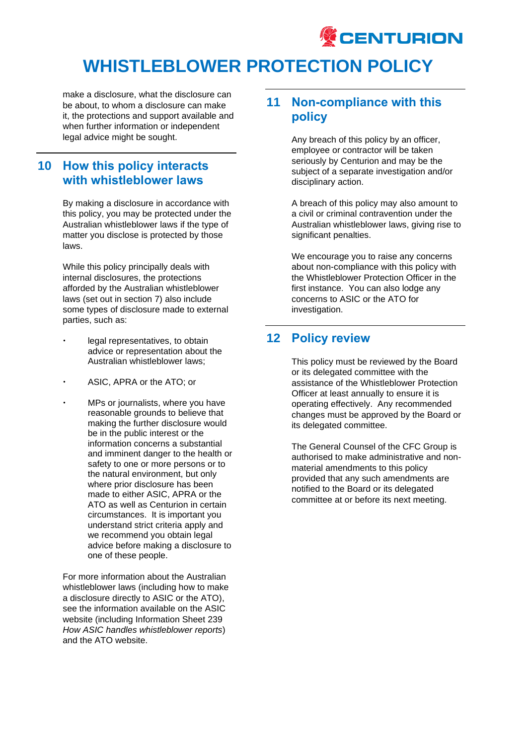make a disclosure, what the disclosure can be about, to whom a disclosure can make it, the protections and support available and when further information or independent legal advice might be sought.

## 10 How this policy interacts with whistleblower laws

By making a disclosure in accordance with this policy, you may be protected under the Australian whistleblower laws if the type of matter you disclose is protected by those laws.

While this policy principally deals with internal disclosures, the protections afforded by the Australian whistleblower laws (set out in section 7) also include some types of disclosure made to external parties, such as:

- legal representatives, to obtain advice or representation about the Australian whistleblower laws;
- ASIC, APRA or the ATO; or
- MPs or journalists, where you have reasonable grounds to believe that making the further disclosure would be in the public interest or the information concerns a substantial and imminent danger to the health or safety to one or more persons or to the natural environment, but only where prior disclosure has been made to either ASIC, APRA or the ATO as well as Centurion in certain circumstances. It is important you understand strict criteria apply and we recommend you obtain legal advice before making a disclosure to one of these people.

For more information about the Australian whistleblower laws (including how to make a disclosure directly to ASIC or the ATO), see the information available on the ASIC website (including Information Sheet 239 *How ASIC handles whistleblower reports*) and the ATO website.

## 11 Non-compliance with this policy

Any breach of this policy by an officer, employee or contractor will be taken seriously by Centurion and may be the subject of a separate investigation and/or disciplinary action.

A breach of this policy may also amount to a civil or criminal contravention under the Australian whistleblower laws, giving rise to significant penalties.

We encourage you to raise any concerns about non-compliance with this policy with the Whistleblower Protection Officer in the first instance. You can also lodge any concerns to ASIC or the ATO for investigation.

## 12 Policy review

This policy must be reviewed by the Board or its delegated committee with the assistance of the Whistleblower Protection Officer at least annually to ensure it is operating effectively. Any recommended changes must be approved by the Board or its delegated committee.

The General Counsel of the CFC Group is authorised to make administrative and non-material amendments to this policy provided that any such amendments are notified to the Board or its delegated committee at or before its next meeting.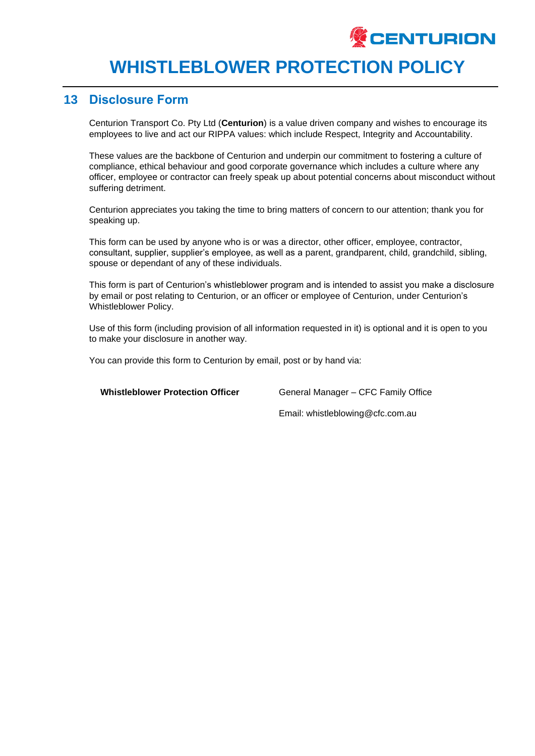# WHISTLEBLOWER PROTECTION POLICY

## 13 Disclosure Form

Centurion Transport Co. Pty Ltd (**Centurion**) is a value driven company and wishes to encourage its employees to live and act our RIPPA values: which include Respect, Integrity and Accountability.

These values are the backbone of Centurion and underpin our commitment to fostering a culture of compliance, ethical behaviour and good corporate governance which includes a culture where any officer, employee or contractor can freely speak up about potential concerns about misconduct without suffering detriment.

Centurion appreciates you taking the time to bring matters of concern to our attention; thank you for speaking up.

This form can be used by anyone who is or was a director, other officer, employee, contractor, consultant, supplier, supplier's employee, as well as a parent, grandparent, child, grandchild, sibling, spouse or dependant of any of these individuals.

This form is part of Centurion's whistleblower program and is intended to assist you make a disclosure by email or post relating to Centurion, or an officer or employee of Centurion, under Centurion's Whistleblower Policy.

Use of this form (including provision of all information requested in it) is optional and it is open to you to make your disclosure in another way.

You can provide this form to Centurion by email, post or by hand via:

| **Whistleblower Protection Officer** | General Manager – CFC Family Office |
| --- | --- |
| | Email: whistleblowing@cfc.com.au |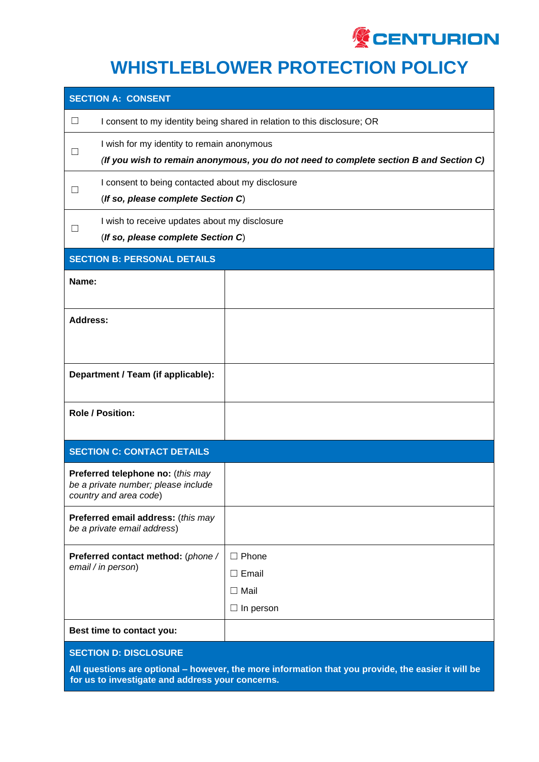CENTURION

# WHISTLEBLOWER PROTECTION POLICY

| SECTION A: CONSENT | |
|---|---|
| ☐ | I consent to my identity being shared in relation to this disclosure; OR |
| ☐ | I wish for my identity to remain anonymous<br>*(**If you wish to remain anonymous, you do not need to complete section B and Section C)*** |
| ☐ | I consent to being contacted about my disclosure<br>(***If so, please complete Section C***) |
| ☐ | I wish to receive updates about my disclosure<br>(***If so, please complete Section C***) |

| SECTION B: PERSONAL DETAILS | |
|---|---|
| **Name:** | |
| **Address:** | |
| **Department / Team (if applicable):** | |
| **Role / Position:** | |

| SECTION C: CONTACT DETAILS | |
|---|---|
| **Preferred telephone no:** (*this may be a private number; please include country and area code*) | |
| **Preferred email address:** (*this may be a private email address*) | |
| **Preferred contact method:** (*phone / email / in person*) | ☐ Phone<br>☐ Email<br>☐ Mail<br>☐ In person |
| **Best time to contact you:** | |

**SECTION D: DISCLOSURE**

**All questions are optional – however, the more information that you provide, the easier it will be for us to investigate and address your concerns.**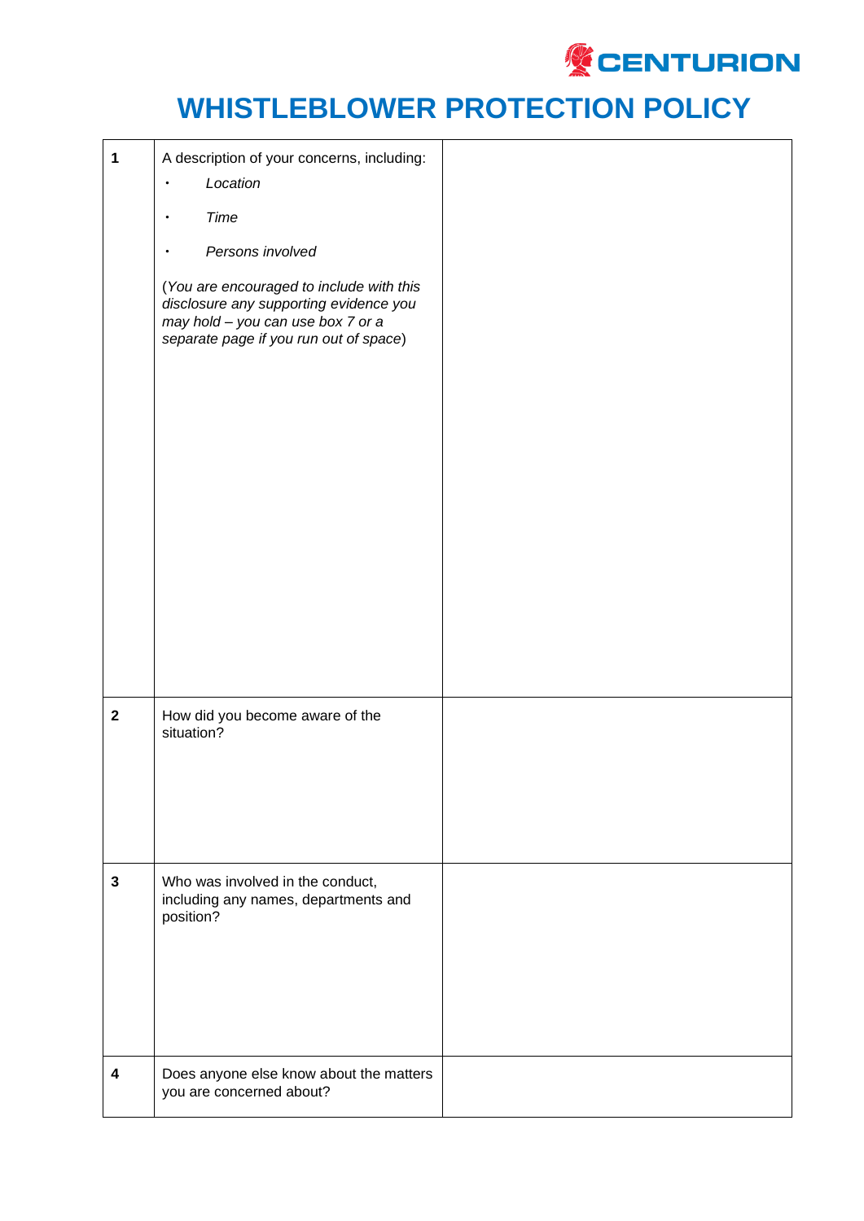# WHISTLEBLOWER PROTECTION POLICY

| | | |
|---|---|---|
| **1** | A description of your concerns, including:<br>• *Location*<br>• *Time*<br>• *Persons involved*<br>(*You are encouraged to include with this disclosure any supporting evidence you may hold – you can use box 7 or a separate page if you run out of space*) | |
| **2** | How did you become aware of the situation? | |
| **3** | Who was involved in the conduct, including any names, departments and position? | |
| **4** | Does anyone else know about the matters you are concerned about? | |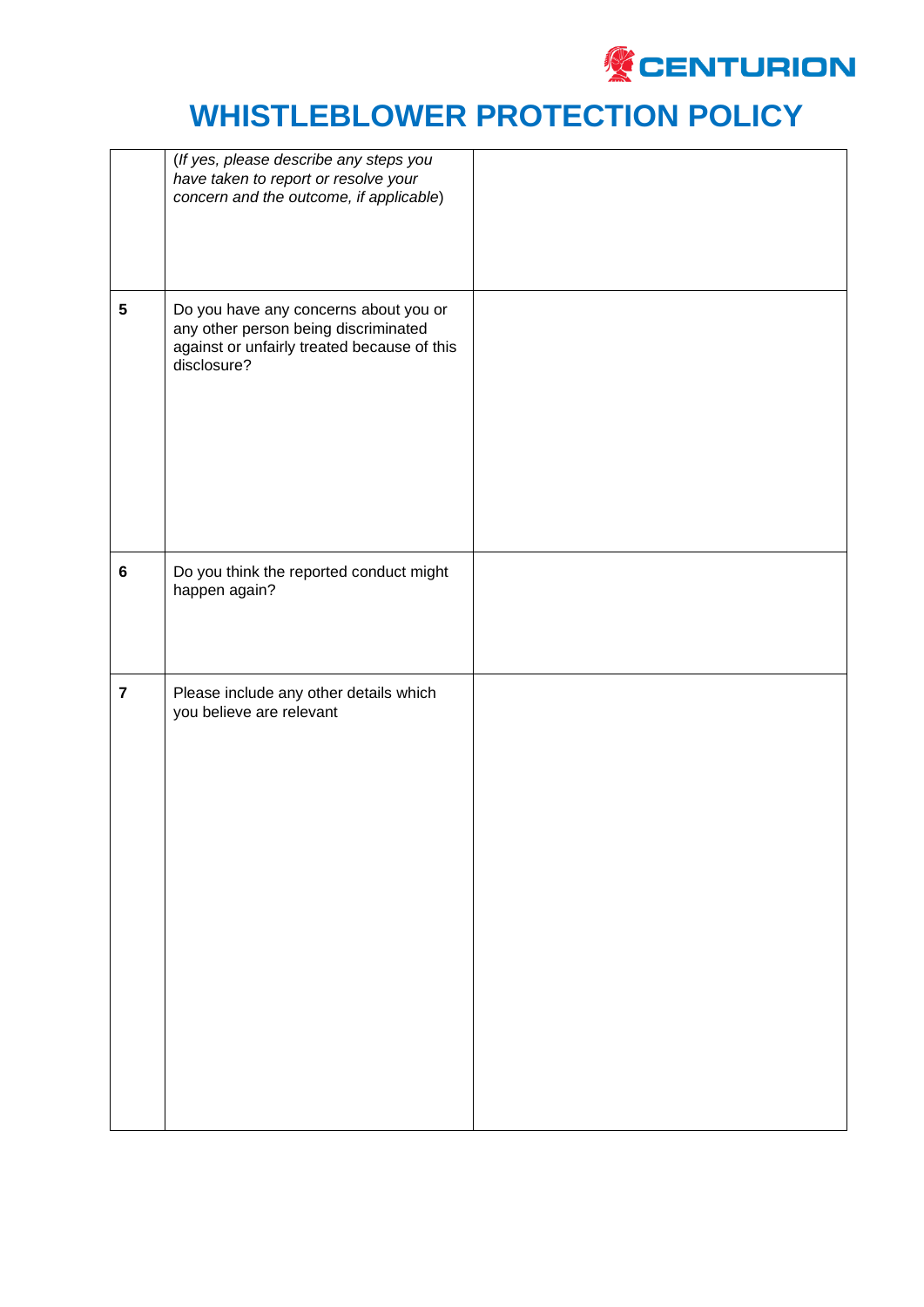| | | |
|---|---|---|
| | (*If yes, please describe any steps you have taken to report or resolve your concern and the outcome, if applicable*) | |
| **5** | Do you have any concerns about you or any other person being discriminated against or unfairly treated because of this disclosure? | |
| **6** | Do you think the reported conduct might happen again? | |
| **7** | Please include any other details which you believe are relevant | |